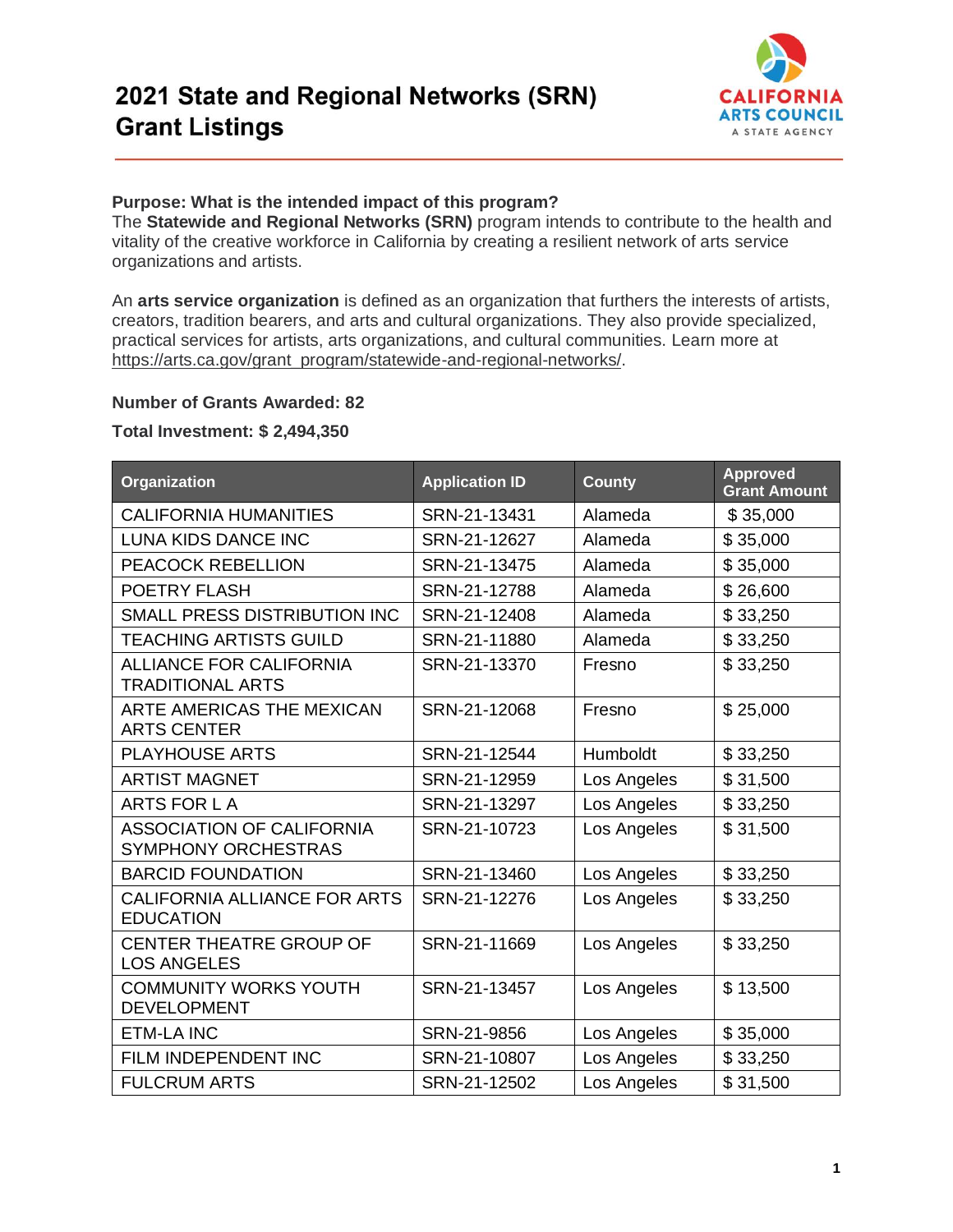# 2021 State and Regional Networks (SRN) Grant Listings

**Purpose: What is the intended impact of this program?**
The **Statewide and Regional Networks (SRN)** program intends to contribute to the health and vitality of the creative workforce in California by creating a resilient network of arts service organizations and artists.

An **arts service organization** is defined as an organization that furthers the interests of artists, creators, tradition bearers, and arts and cultural organizations. They also provide specialized, practical services for artists, arts organizations, and cultural communities. Learn more at https://arts.ca.gov/grant_program/statewide-and-regional-networks/.

**Number of Grants Awarded: 82**

**Total Investment: $ 2,494,350**

| Organization | Application ID | County | Approved Grant Amount |
|---|---|---|---|
| CALIFORNIA HUMANITIES | SRN-21-13431 | Alameda | $ 35,000 |
| LUNA KIDS DANCE INC | SRN-21-12627 | Alameda | $ 35,000 |
| PEACOCK REBELLION | SRN-21-13475 | Alameda | $ 35,000 |
| POETRY FLASH | SRN-21-12788 | Alameda | $ 26,600 |
| SMALL PRESS DISTRIBUTION INC | SRN-21-12408 | Alameda | $ 33,250 |
| TEACHING ARTISTS GUILD | SRN-21-11880 | Alameda | $ 33,250 |
| ALLIANCE FOR CALIFORNIA TRADITIONAL ARTS | SRN-21-13370 | Fresno | $ 33,250 |
| ARTE AMERICAS THE MEXICAN ARTS CENTER | SRN-21-12068 | Fresno | $ 25,000 |
| PLAYHOUSE ARTS | SRN-21-12544 | Humboldt | $ 33,250 |
| ARTIST MAGNET | SRN-21-12959 | Los Angeles | $ 31,500 |
| ARTS FOR L A | SRN-21-13297 | Los Angeles | $ 33,250 |
| ASSOCIATION OF CALIFORNIA SYMPHONY ORCHESTRAS | SRN-21-10723 | Los Angeles | $ 31,500 |
| BARCID FOUNDATION | SRN-21-13460 | Los Angeles | $ 33,250 |
| CALIFORNIA ALLIANCE FOR ARTS EDUCATION | SRN-21-12276 | Los Angeles | $ 33,250 |
| CENTER THEATRE GROUP OF LOS ANGELES | SRN-21-11669 | Los Angeles | $ 33,250 |
| COMMUNITY WORKS YOUTH DEVELOPMENT | SRN-21-13457 | Los Angeles | $ 13,500 |
| ETM-LA INC | SRN-21-9856 | Los Angeles | $ 35,000 |
| FILM INDEPENDENT INC | SRN-21-10807 | Los Angeles | $ 33,250 |
| FULCRUM ARTS | SRN-21-12502 | Los Angeles | $ 31,500 |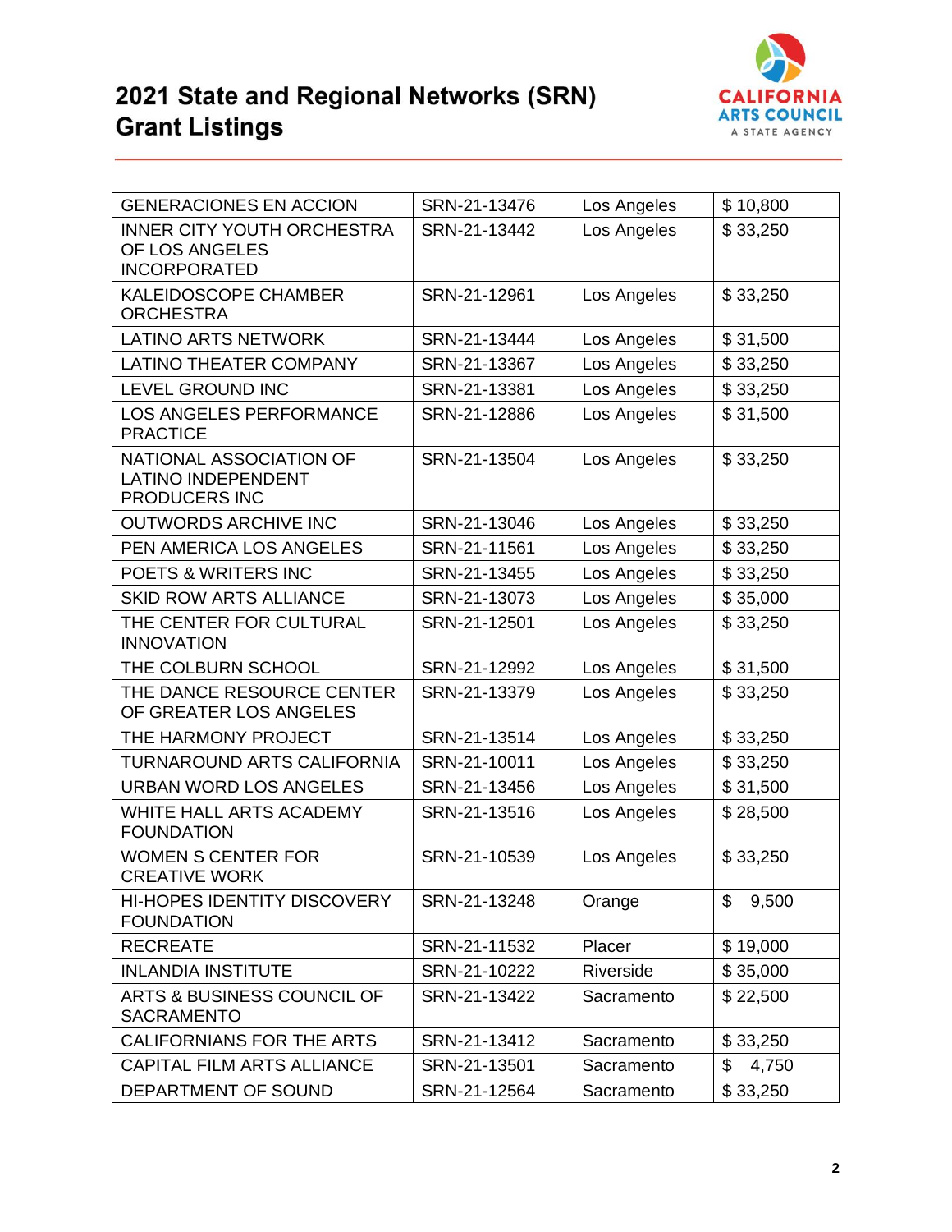# 2021 State and Regional Networks (SRN) Grant Listings

| | | | |
|---|---|---|---|
| GENERACIONES EN ACCION | SRN-21-13476 | Los Angeles | $ 10,800 |
| INNER CITY YOUTH ORCHESTRA OF LOS ANGELES INCORPORATED | SRN-21-13442 | Los Angeles | $ 33,250 |
| KALEIDOSCOPE CHAMBER ORCHESTRA | SRN-21-12961 | Los Angeles | $ 33,250 |
| LATINO ARTS NETWORK | SRN-21-13444 | Los Angeles | $ 31,500 |
| LATINO THEATER COMPANY | SRN-21-13367 | Los Angeles | $ 33,250 |
| LEVEL GROUND INC | SRN-21-13381 | Los Angeles | $ 33,250 |
| LOS ANGELES PERFORMANCE PRACTICE | SRN-21-12886 | Los Angeles | $ 31,500 |
| NATIONAL ASSOCIATION OF LATINO INDEPENDENT PRODUCERS INC | SRN-21-13504 | Los Angeles | $ 33,250 |
| OUTWORDS ARCHIVE INC | SRN-21-13046 | Los Angeles | $ 33,250 |
| PEN AMERICA LOS ANGELES | SRN-21-11561 | Los Angeles | $ 33,250 |
| POETS & WRITERS INC | SRN-21-13455 | Los Angeles | $ 33,250 |
| SKID ROW ARTS ALLIANCE | SRN-21-13073 | Los Angeles | $ 35,000 |
| THE CENTER FOR CULTURAL INNOVATION | SRN-21-12501 | Los Angeles | $ 33,250 |
| THE COLBURN SCHOOL | SRN-21-12992 | Los Angeles | $ 31,500 |
| THE DANCE RESOURCE CENTER OF GREATER LOS ANGELES | SRN-21-13379 | Los Angeles | $ 33,250 |
| THE HARMONY PROJECT | SRN-21-13514 | Los Angeles | $ 33,250 |
| TURNAROUND ARTS CALIFORNIA | SRN-21-10011 | Los Angeles | $ 33,250 |
| URBAN WORD LOS ANGELES | SRN-21-13456 | Los Angeles | $ 31,500 |
| WHITE HALL ARTS ACADEMY FOUNDATION | SRN-21-13516 | Los Angeles | $ 28,500 |
| WOMEN S CENTER FOR CREATIVE WORK | SRN-21-10539 | Los Angeles | $ 33,250 |
| HI-HOPES IDENTITY DISCOVERY FOUNDATION | SRN-21-13248 | Orange | $ 9,500 |
| RECREATE | SRN-21-11532 | Placer | $ 19,000 |
| INLANDIA INSTITUTE | SRN-21-10222 | Riverside | $ 35,000 |
| ARTS & BUSINESS COUNCIL OF SACRAMENTO | SRN-21-13422 | Sacramento | $ 22,500 |
| CALIFORNIANS FOR THE ARTS | SRN-21-13412 | Sacramento | $ 33,250 |
| CAPITAL FILM ARTS ALLIANCE | SRN-21-13501 | Sacramento | $ 4,750 |
| DEPARTMENT OF SOUND | SRN-21-12564 | Sacramento | $ 33,250 |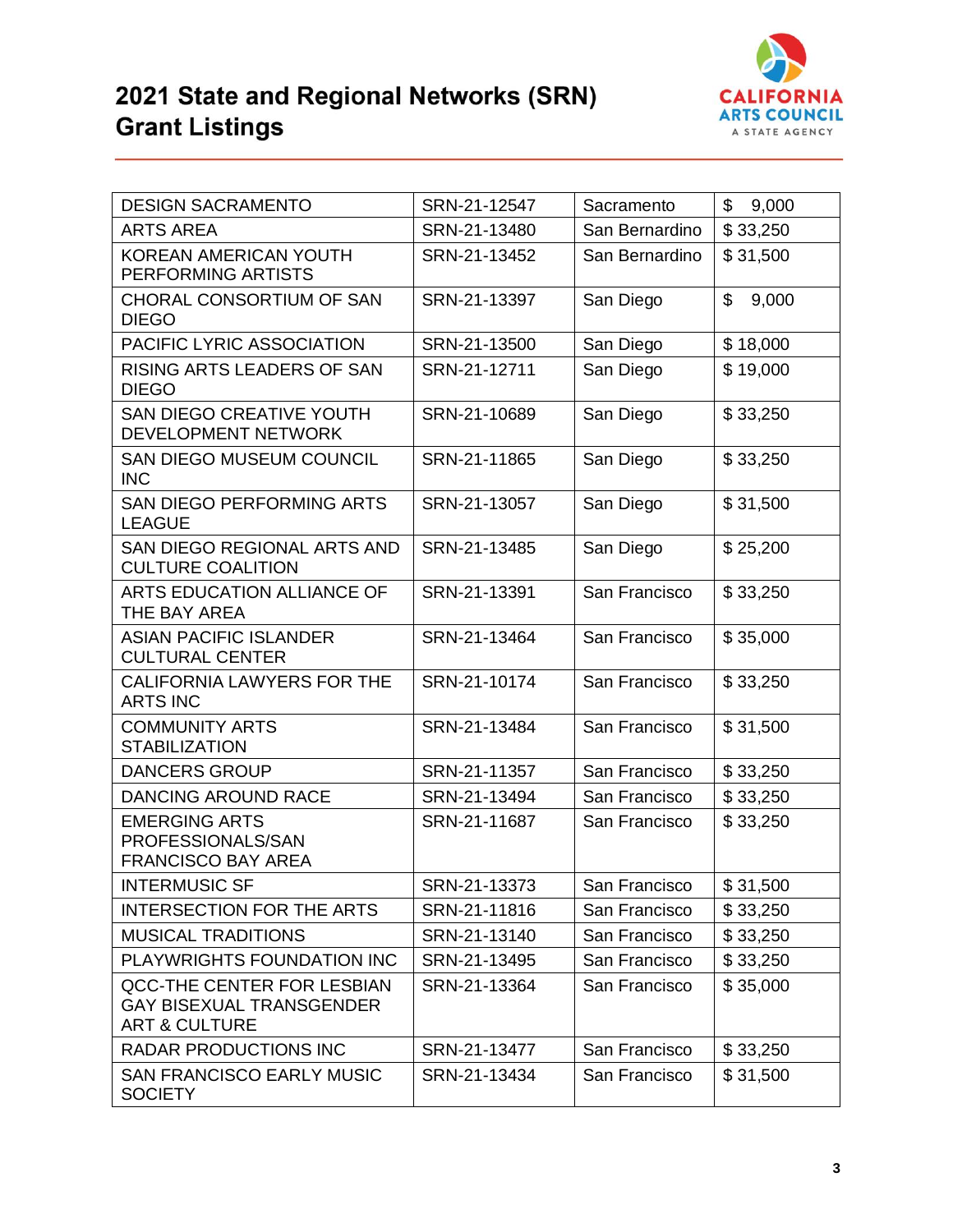# 2021 State and Regional Networks (SRN) Grant Listings

| | | | |
|---|---|---|---|
| DESIGN SACRAMENTO | SRN-21-12547 | Sacramento | $ 9,000 |
| ARTS AREA | SRN-21-13480 | San Bernardino | $ 33,250 |
| KOREAN AMERICAN YOUTH PERFORMING ARTISTS | SRN-21-13452 | San Bernardino | $ 31,500 |
| CHORAL CONSORTIUM OF SAN DIEGO | SRN-21-13397 | San Diego | $ 9,000 |
| PACIFIC LYRIC ASSOCIATION | SRN-21-13500 | San Diego | $ 18,000 |
| RISING ARTS LEADERS OF SAN DIEGO | SRN-21-12711 | San Diego | $ 19,000 |
| SAN DIEGO CREATIVE YOUTH DEVELOPMENT NETWORK | SRN-21-10689 | San Diego | $ 33,250 |
| SAN DIEGO MUSEUM COUNCIL INC | SRN-21-11865 | San Diego | $ 33,250 |
| SAN DIEGO PERFORMING ARTS LEAGUE | SRN-21-13057 | San Diego | $ 31,500 |
| SAN DIEGO REGIONAL ARTS AND CULTURE COALITION | SRN-21-13485 | San Diego | $ 25,200 |
| ARTS EDUCATION ALLIANCE OF THE BAY AREA | SRN-21-13391 | San Francisco | $ 33,250 |
| ASIAN PACIFIC ISLANDER CULTURAL CENTER | SRN-21-13464 | San Francisco | $ 35,000 |
| CALIFORNIA LAWYERS FOR THE ARTS INC | SRN-21-10174 | San Francisco | $ 33,250 |
| COMMUNITY ARTS STABILIZATION | SRN-21-13484 | San Francisco | $ 31,500 |
| DANCERS GROUP | SRN-21-11357 | San Francisco | $ 33,250 |
| DANCING AROUND RACE | SRN-21-13494 | San Francisco | $ 33,250 |
| EMERGING ARTS PROFESSIONALS/SAN FRANCISCO BAY AREA | SRN-21-11687 | San Francisco | $ 33,250 |
| INTERMUSIC SF | SRN-21-13373 | San Francisco | $ 31,500 |
| INTERSECTION FOR THE ARTS | SRN-21-11816 | San Francisco | $ 33,250 |
| MUSICAL TRADITIONS | SRN-21-13140 | San Francisco | $ 33,250 |
| PLAYWRIGHTS FOUNDATION INC | SRN-21-13495 | San Francisco | $ 33,250 |
| QCC-THE CENTER FOR LESBIAN GAY BISEXUAL TRANSGENDER ART & CULTURE | SRN-21-13364 | San Francisco | $ 35,000 |
| RADAR PRODUCTIONS INC | SRN-21-13477 | San Francisco | $ 33,250 |
| SAN FRANCISCO EARLY MUSIC SOCIETY | SRN-21-13434 | San Francisco | $ 31,500 |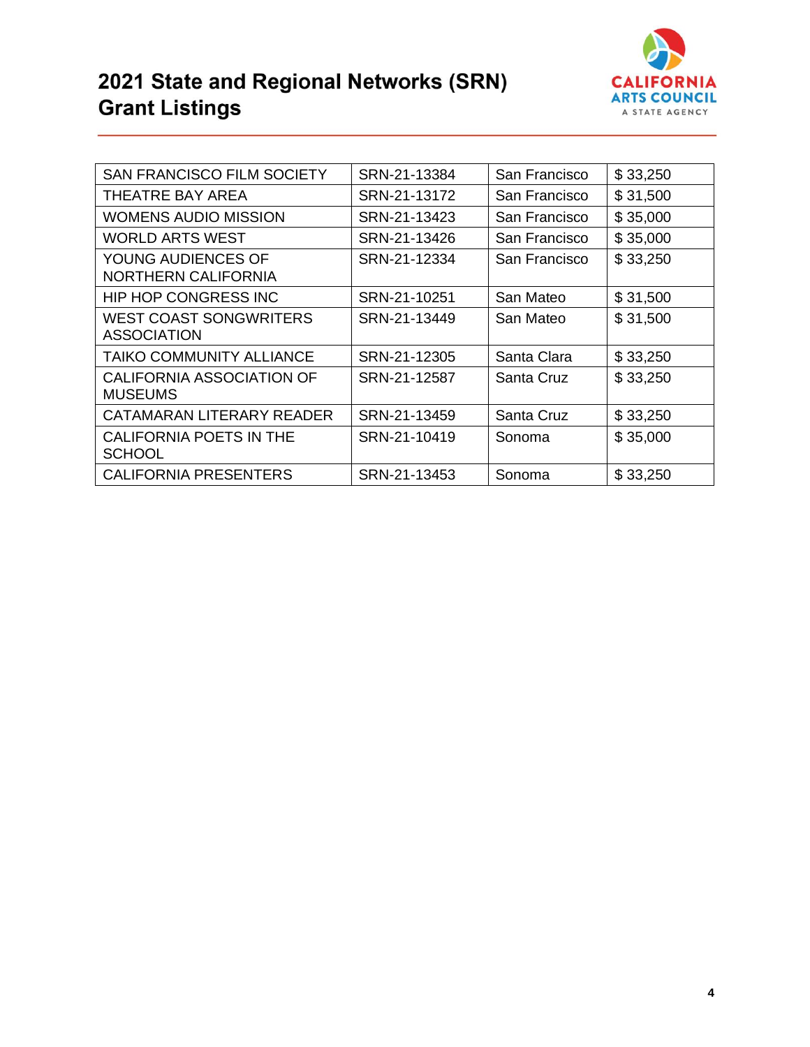# 2021 State and Regional Networks (SRN) Grant Listings

| | | | |
|---|---|---|---|
| SAN FRANCISCO FILM SOCIETY | SRN-21-13384 | San Francisco | $ 33,250 |
| THEATRE BAY AREA | SRN-21-13172 | San Francisco | $ 31,500 |
| WOMENS AUDIO MISSION | SRN-21-13423 | San Francisco | $ 35,000 |
| WORLD ARTS WEST | SRN-21-13426 | San Francisco | $ 35,000 |
| YOUNG AUDIENCES OF NORTHERN CALIFORNIA | SRN-21-12334 | San Francisco | $ 33,250 |
| HIP HOP CONGRESS INC | SRN-21-10251 | San Mateo | $ 31,500 |
| WEST COAST SONGWRITERS ASSOCIATION | SRN-21-13449 | San Mateo | $ 31,500 |
| TAIKO COMMUNITY ALLIANCE | SRN-21-12305 | Santa Clara | $ 33,250 |
| CALIFORNIA ASSOCIATION OF MUSEUMS | SRN-21-12587 | Santa Cruz | $ 33,250 |
| CATAMARAN LITERARY READER | SRN-21-13459 | Santa Cruz | $ 33,250 |
| CALIFORNIA POETS IN THE SCHOOL | SRN-21-10419 | Sonoma | $ 35,000 |
| CALIFORNIA PRESENTERS | SRN-21-13453 | Sonoma | $ 33,250 |